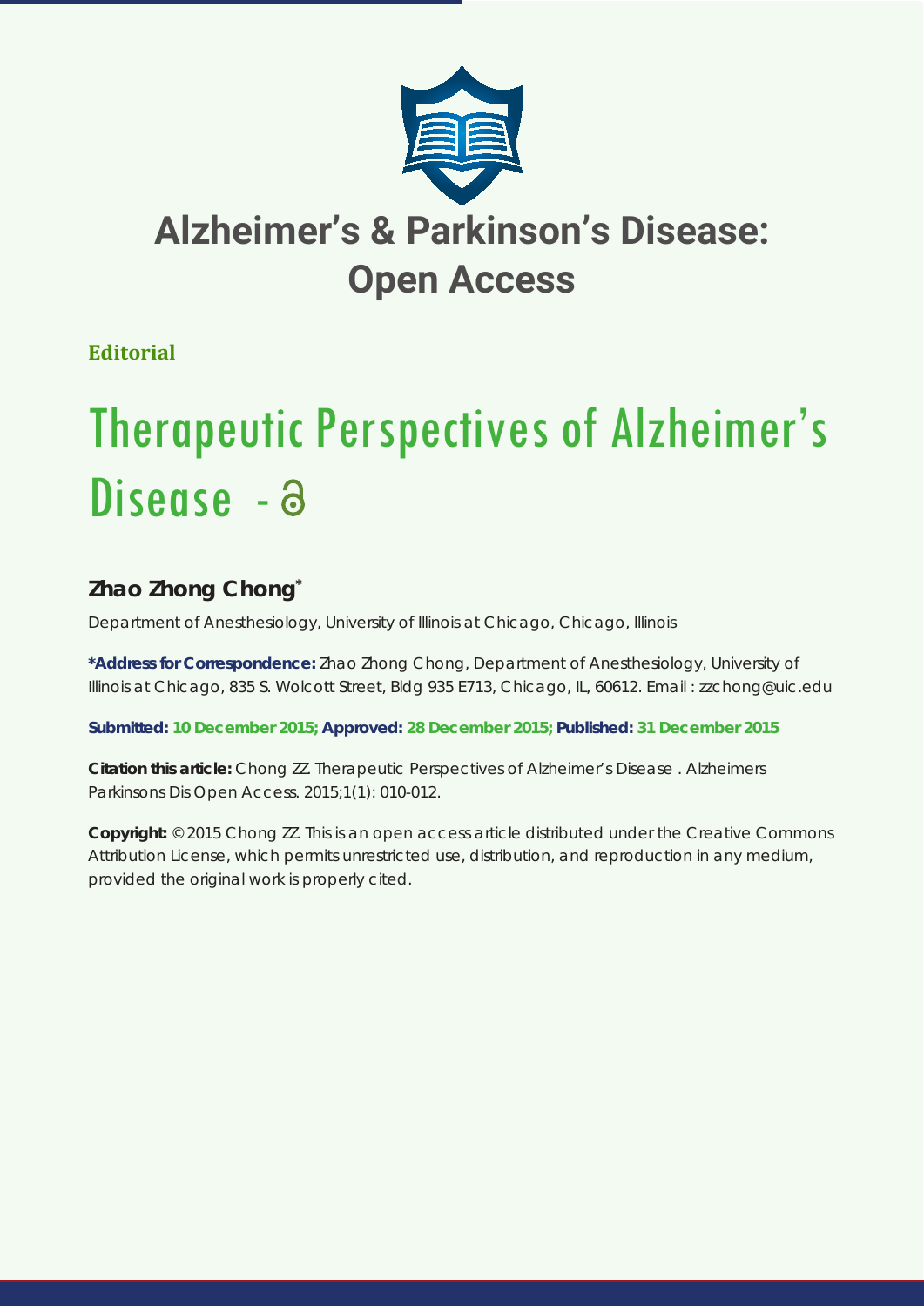# Alzheimer's & Parkinson's Disease: Open Access

**Editorial**

# Therapeutic Perspectives of Alzheimer's Disease

## Zhao Zhong Chong*

Department of Anesthesiology, University of Illinois at Chicago, Chicago, Illinois

**\*Address for Correspondence:** Zhao Zhong Chong, Department of Anesthesiology, University of Illinois at Chicago, 835 S. Wolcott Street, Bldg 935 E713, Chicago, IL, 60612. Email : zzchong@uic.edu

**Submitted: 10 December 2015; Approved: 28 December 2015; Published: 31 December 2015**

**Citation this article:** Chong ZZ. Therapeutic Perspectives of Alzheimer's Disease . Alzheimers Parkinsons Dis Open Access. 2015;1(1): 010-012.

**Copyright:** © 2015 Chong ZZ. This is an open access article distributed under the Creative Commons Attribution License, which permits unrestricted use, distribution, and reproduction in any medium, provided the original work is properly cited.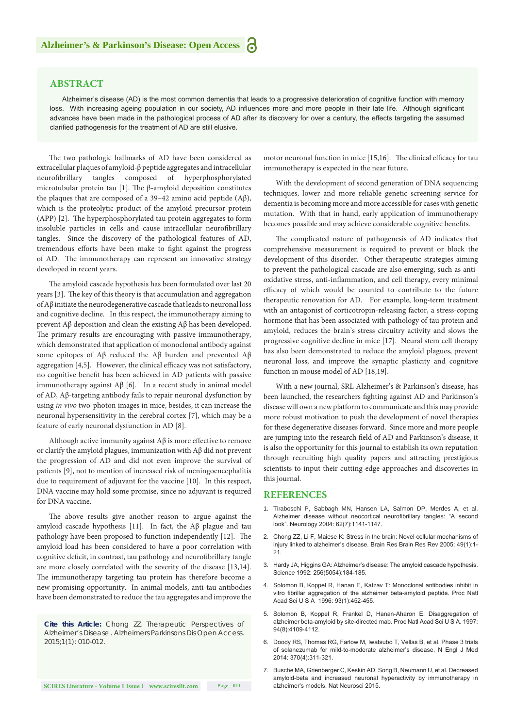## ABSTRACT

Alzheimer's disease (AD) is the most common dementia that leads to a progressive deterioration of cognitive function with memory loss. With increasing ageing population in our society, AD influences more and more people in their late life. Although significant advances have been made in the pathological process of AD after its discovery for over a century, the effects targeting the assumed clarified pathogenesis for the treatment of AD are still elusive.

The two pathologic hallmarks of AD have been considered as extracellular plaques of amyloid-β peptide aggregates and intracellular neurofibrillary tangles composed of hyperphosphorylated microtubular protein tau [1]. The β-amyloid deposition constitutes the plaques that are composed of a 39–42 amino acid peptide (Aβ), which is the proteolytic product of the amyloid precursor protein (APP) [2]. The hyperphosphorylated tau protein aggregates to form insoluble particles in cells and cause intracellular neurofibrillary tangles. Since the discovery of the pathological features of AD, tremendous efforts have been make to fight against the progress of AD. The immunotherapy can represent an innovative strategy developed in recent years.

The amyloid cascade hypothesis has been formulated over last 20 years [3]. The key of this theory is that accumulation and aggregation of Aβ initiate the neurodegenerative cascade that leads to neuronal loss and cognitive decline. In this respect, the immunotherapy aiming to prevent Aβ deposition and clean the existing Aβ has been developed. The primary results are encouraging with passive immunotherapy, which demonstrated that application of monoclonal antibody against some epitopes of Aβ reduced the Aβ burden and prevented Aβ aggregation [4,5]. However, the clinical efficacy was not satisfactory, no cognitive benefit has been achieved in AD patients with passive immunotherapy against Aβ [6]. In a recent study in animal model of AD, Aβ-targeting antibody fails to repair neuronal dysfunction by using *in vivo* two-photon images in mice, besides, it can increase the neuronal hypersensitivity in the cerebral cortex [7], which may be a feature of early neuronal dysfunction in AD [8].

Although active immunity against Aβ is more effective to remove or clarify the amyloid plagues, immunization with Aβ did not prevent the progression of AD and did not even improve the survival of patients [9], not to mention of increased risk of meningoencephalitis due to requirement of adjuvant for the vaccine [10]. In this respect, DNA vaccine may hold some promise, since no adjuvant is required for DNA vaccine.

The above results give another reason to argue against the amyloid cascade hypothesis [11]. In fact, the Aβ plague and tau pathology have been proposed to function independently [12]. The amyloid load has been considered to have a poor correlation with cognitive deficit, in contrast, tau pathology and neurofibrillary tangle are more closely correlated with the severity of the disease [13,14]. The immunotherapy targeting tau protein has therefore become a new promising opportunity. In animal models, anti-tau antibodies have been demonstrated to reduce the tau aggregates and improve the motor neuronal function in mice [15,16]. The clinical efficacy for tau immunotherapy is expected in the near future.

With the development of second generation of DNA sequencing techniques, lower and more reliable genetic screening service for dementia is becoming more and more accessible for cases with genetic mutation. With that in hand, early application of immunotherapy becomes possible and may achieve considerable cognitive benefits.

The complicated nature of pathogenesis of AD indicates that comprehensive measurement is required to prevent or block the development of this disorder. Other therapeutic strategies aiming to prevent the pathological cascade are also emerging, such as anti-oxidative stress, anti-inflammation, and cell therapy, every minimal efficacy of which would be counted to contribute to the future therapeutic renovation for AD. For example, long-term treatment with an antagonist of corticotropin-releasing factor, a stress-coping hormone that has been associated with pathology of tau protein and amyloid, reduces the brain's stress circuitry activity and slows the progressive cognitive decline in mice [17]. Neural stem cell therapy has also been demonstrated to reduce the amyloid plagues, prevent neuronal loss, and improve the synaptic plasticity and cognitive function in mouse model of AD [18,19].

With a new journal, SRL Alzheimer's & Parkinson's disease, has been launched, the researchers fighting against AD and Parkinson's disease will own a new platform to communicate and this may provide more robust motivation to push the development of novel therapies for these degenerative diseases forward. Since more and more people are jumping into the research field of AD and Parkinson's disease, it is also the opportunity for this journal to establish its own reputation through recruiting high quality papers and attracting prestigious scientists to input their cutting-edge approaches and discoveries in this journal.

**Cite this Article:** Chong ZZ. Therapeutic Perspectives of Alzheimer's Disease . Alzheimers Parkinsons Dis Open Access. 2015;1(1): 010-012.

## REFERENCES

1. Tiraboschi P, Sabbagh MN, Hansen LA, Salmon DP, Merdes A, et al. Alzheimer disease without neocortical neurofibrillary tangles: "A second look". Neurology 2004: 62(7):1141-1147.
2. Chong ZZ, Li F, Maiese K: Stress in the brain: Novel cellular mechanisms of injury linked to alzheimer's disease. Brain Res Brain Res Rev 2005: 49(1):1-21.
3. Hardy JA, Higgins GA: Alzheimer's disease: The amyloid cascade hypothesis. Science 1992: 256(5054):184-185.
4. Solomon B, Koppel R, Hanan E, Katzav T: Monoclonal antibodies inhibit in vitro fibrillar aggregation of the alzheimer beta-amyloid peptide. Proc Natl Acad Sci U S A 1996: 93(1):452-455.
5. Solomon B, Koppel R, Frankel D, Hanan-Aharon E: Disaggregation of alzheimer beta-amyloid by site-directed mab. Proc Natl Acad Sci U S A. 1997: 94(8):4109-4112.
6. Doody RS, Thomas RG, Farlow M, Iwatsubo T, Vellas B, et al. Phase 3 trials of solanezumab for mild-to-moderate alzheimer's disease. N Engl J Med 2014: 370(4):311-321.
7. Busche MA, Grienberger C, Keskin AD, Song B, Neumann U, et al. Decreased amyloid-beta and increased neuronal hyperactivity by immunotherapy in alzheimer's models. Nat Neurosci 2015.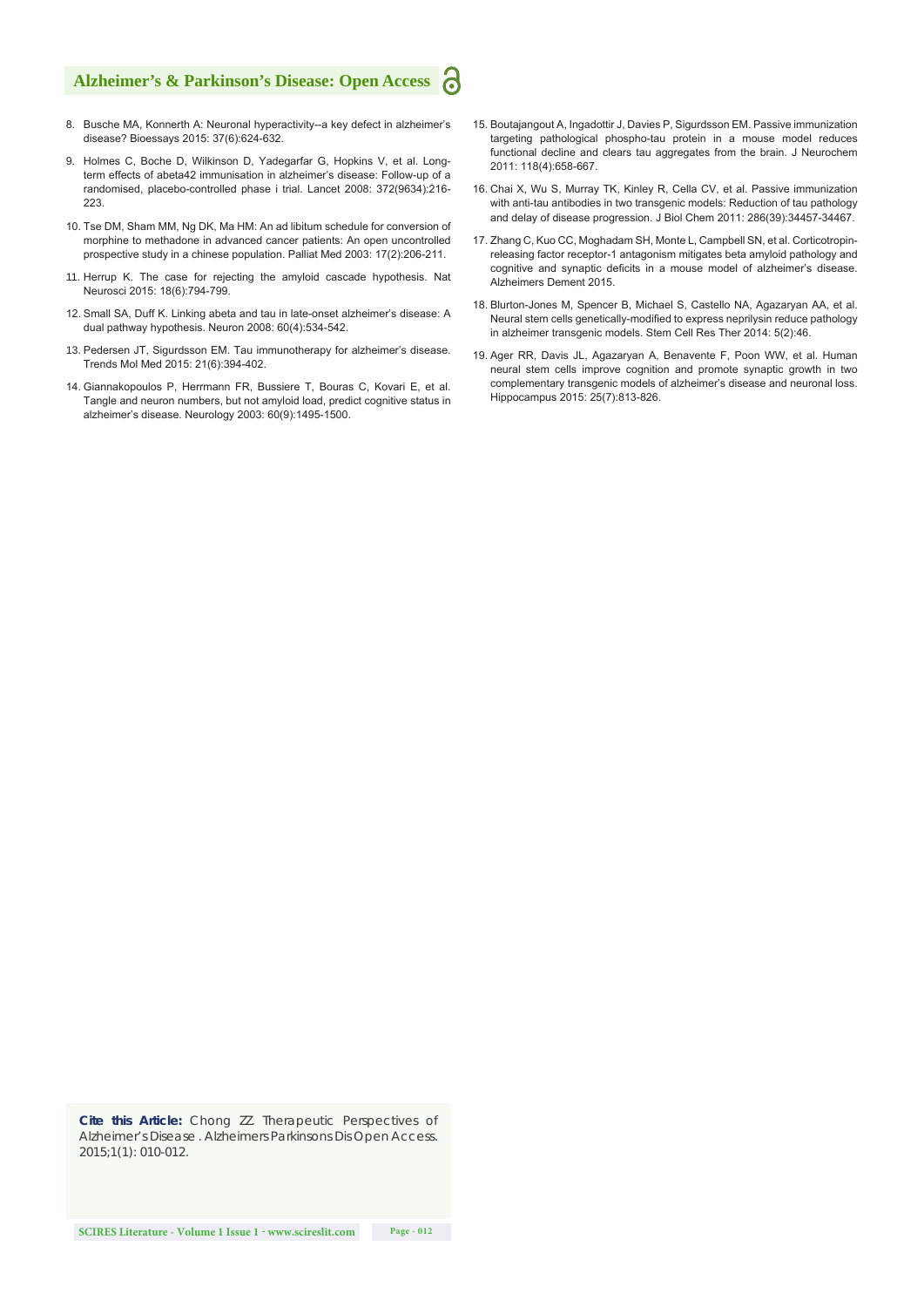8. Busche MA, Konnerth A: Neuronal hyperactivity--a key defect in alzheimer's disease? Bioessays 2015: 37(6):624-632.

9. Holmes C, Boche D, Wilkinson D, Yadegarfar G, Hopkins V, et al. Long-term effects of abeta42 immunisation in alzheimer's disease: Follow-up of a randomised, placebo-controlled phase i trial. Lancet 2008: 372(9634):216-223.

10. Tse DM, Sham MM, Ng DK, Ma HM: An ad libitum schedule for conversion of morphine to methadone in advanced cancer patients: An open uncontrolled prospective study in a chinese population. Palliat Med 2003: 17(2):206-211.

11. Herrup K. The case for rejecting the amyloid cascade hypothesis. Nat Neurosci 2015: 18(6):794-799.

12. Small SA, Duff K. Linking abeta and tau in late-onset alzheimer's disease: A dual pathway hypothesis. Neuron 2008: 60(4):534-542.

13. Pedersen JT, Sigurdsson EM. Tau immunotherapy for alzheimer's disease. Trends Mol Med 2015: 21(6):394-402.

14. Giannakopoulos P, Herrmann FR, Bussiere T, Bouras C, Kovari E, et al. Tangle and neuron numbers, but not amyloid load, predict cognitive status in alzheimer's disease. Neurology 2003: 60(9):1495-1500.

15. Boutajangout A, Ingadottir J, Davies P, Sigurdsson EM. Passive immunization targeting pathological phospho-tau protein in a mouse model reduces functional decline and clears tau aggregates from the brain. J Neurochem 2011: 118(4):658-667.

16. Chai X, Wu S, Murray TK, Kinley R, Cella CV, et al. Passive immunization with anti-tau antibodies in two transgenic models: Reduction of tau pathology and delay of disease progression. J Biol Chem 2011: 286(39):34457-34467.

17. Zhang C, Kuo CC, Moghadam SH, Monte L, Campbell SN, et al. Corticotropin-releasing factor receptor-1 antagonism mitigates beta amyloid pathology and cognitive and synaptic deficits in a mouse model of alzheimer's disease. Alzheimers Dement 2015.

18. Blurton-Jones M, Spencer B, Michael S, Castello NA, Agazaryan AA, et al. Neural stem cells genetically-modified to express neprilysin reduce pathology in alzheimer transgenic models. Stem Cell Res Ther 2014: 5(2):46.

19. Ager RR, Davis JL, Agazaryan A, Benavente F, Poon WW, et al. Human neural stem cells improve cognition and promote synaptic growth in two complementary transgenic models of alzheimer's disease and neuronal loss. Hippocampus 2015: 25(7):813-826.

**Cite this Article:** Chong ZZ. Therapeutic Perspectives of Alzheimer's Disease . Alzheimers Parkinsons Dis Open Access. 2015;1(1): 010-012.